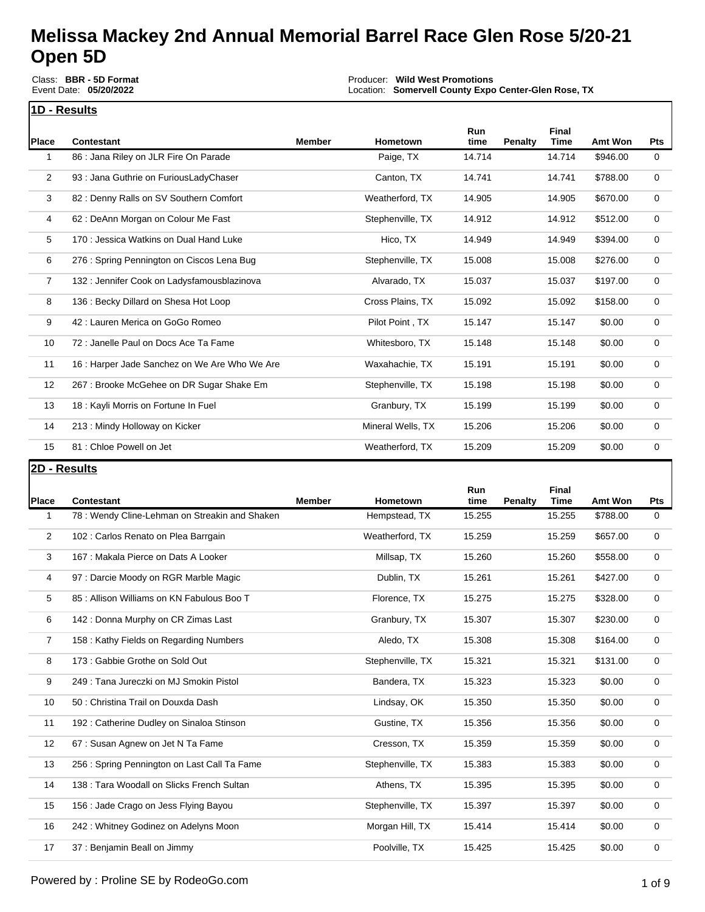# Melissa Mackey 2nd Annual Memorial Barrel Race Glen Rose 5/20-21 Open 5D

Class: **BBR - 5D Format**
Event Date: **05/20/2022**

Producer: **Wild West Promotions**
Location: **Somervell County Expo Center-Glen Rose, TX**

## 1D - Results

| Place | Contestant | Member | Hometown | Run time | Penalty | Final Time | Amt Won | Pts |
|---|---|---|---|---|---|---|---|---|
| 1 | 86 : Jana Riley on JLR Fire On Parade | | Paige, TX | 14.714 | | 14.714 | $946.00 | 0 |
| 2 | 93 : Jana Guthrie on FuriousLadyChaser | | Canton, TX | 14.741 | | 14.741 | $788.00 | 0 |
| 3 | 82 : Denny Ralls on SV Southern Comfort | | Weatherford, TX | 14.905 | | 14.905 | $670.00 | 0 |
| 4 | 62 : DeAnn Morgan on Colour Me Fast | | Stephenville, TX | 14.912 | | 14.912 | $512.00 | 0 |
| 5 | 170 : Jessica Watkins on Dual Hand Luke | | Hico, TX | 14.949 | | 14.949 | $394.00 | 0 |
| 6 | 276 : Spring Pennington on Ciscos Lena Bug | | Stephenville, TX | 15.008 | | 15.008 | $276.00 | 0 |
| 7 | 132 : Jennifer Cook on Ladysfamousblazinova | | Alvarado, TX | 15.037 | | 15.037 | $197.00 | 0 |
| 8 | 136 : Becky Dillard on Shesa Hot Loop | | Cross Plains, TX | 15.092 | | 15.092 | $158.00 | 0 |
| 9 | 42 : Lauren Merica on GoGo Romeo | | Pilot Point , TX | 15.147 | | 15.147 | $0.00 | 0 |
| 10 | 72 : Janelle Paul on Docs Ace Ta Fame | | Whitesboro, TX | 15.148 | | 15.148 | $0.00 | 0 |
| 11 | 16 : Harper Jade Sanchez on We Are Who We Are | | Waxahachie, TX | 15.191 | | 15.191 | $0.00 | 0 |
| 12 | 267 : Brooke McGehee on DR Sugar Shake Em | | Stephenville, TX | 15.198 | | 15.198 | $0.00 | 0 |
| 13 | 18 : Kayli Morris on Fortune In Fuel | | Granbury, TX | 15.199 | | 15.199 | $0.00 | 0 |
| 14 | 213 : Mindy Holloway on Kicker | | Mineral Wells, TX | 15.206 | | 15.206 | $0.00 | 0 |
| 15 | 81 : Chloe Powell on Jet | | Weatherford, TX | 15.209 | | 15.209 | $0.00 | 0 |

## 2D - Results

| Place | Contestant | Member | Hometown | Run time | Penalty | Final Time | Amt Won | Pts |
|---|---|---|---|---|---|---|---|---|
| 1 | 78 : Wendy Cline-Lehman on Streakin and Shaken | | Hempstead, TX | 15.255 | | 15.255 | $788.00 | 0 |
| 2 | 102 : Carlos Renato on Plea Barrgain | | Weatherford, TX | 15.259 | | 15.259 | $657.00 | 0 |
| 3 | 167 : Makala Pierce on Dats A Looker | | Millsap, TX | 15.260 | | 15.260 | $558.00 | 0 |
| 4 | 97 : Darcie Moody on RGR Marble Magic | | Dublin, TX | 15.261 | | 15.261 | $427.00 | 0 |
| 5 | 85 : Allison Williams on KN Fabulous Boo T | | Florence, TX | 15.275 | | 15.275 | $328.00 | 0 |
| 6 | 142 : Donna Murphy on CR Zimas Last | | Granbury, TX | 15.307 | | 15.307 | $230.00 | 0 |
| 7 | 158 : Kathy Fields on Regarding Numbers | | Aledo, TX | 15.308 | | 15.308 | $164.00 | 0 |
| 8 | 173 : Gabbie Grothe on Sold Out | | Stephenville, TX | 15.321 | | 15.321 | $131.00 | 0 |
| 9 | 249 : Tana Jureczki on MJ Smokin Pistol | | Bandera, TX | 15.323 | | 15.323 | $0.00 | 0 |
| 10 | 50 : Christina Trail on Douxda Dash | | Lindsay, OK | 15.350 | | 15.350 | $0.00 | 0 |
| 11 | 192 : Catherine Dudley on Sinaloa Stinson | | Gustine, TX | 15.356 | | 15.356 | $0.00 | 0 |
| 12 | 67 : Susan Agnew on Jet N Ta Fame | | Cresson, TX | 15.359 | | 15.359 | $0.00 | 0 |
| 13 | 256 : Spring Pennington on Last Call Ta Fame | | Stephenville, TX | 15.383 | | 15.383 | $0.00 | 0 |
| 14 | 138 : Tara Woodall on Slicks French Sultan | | Athens, TX | 15.395 | | 15.395 | $0.00 | 0 |
| 15 | 156 : Jade Crago on Jess Flying Bayou | | Stephenville, TX | 15.397 | | 15.397 | $0.00 | 0 |
| 16 | 242 : Whitney Godinez on Adelyns Moon | | Morgan Hill, TX | 15.414 | | 15.414 | $0.00 | 0 |
| 17 | 37 : Benjamin Beall on Jimmy | | Poolville, TX | 15.425 | | 15.425 | $0.00 | 0 |

Powered by : Proline SE by RodeoGo.com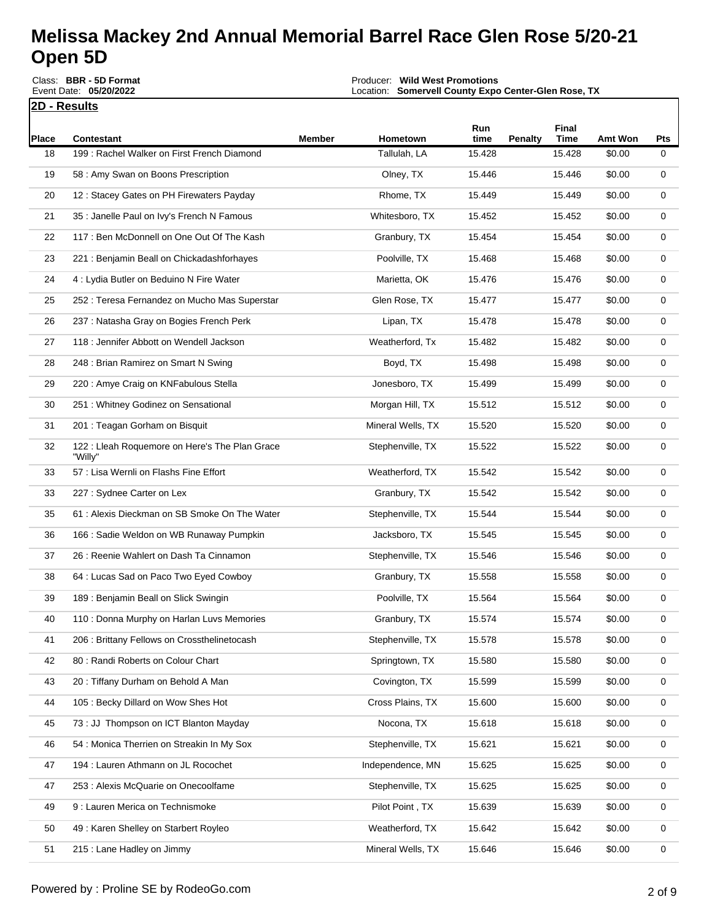# Melissa Mackey 2nd Annual Memorial Barrel Race Glen Rose 5/20-21 Open 5D

Class: **BBR - 5D Format**
Event Date: **05/20/2022**

Producer: **Wild West Promotions**
Location: **Somervell County Expo Center-Glen Rose, TX**

**2D - Results**

| Place | Contestant | Member | Hometown | Run time | Penalty | Final Time | Amt Won | Pts |
|---|---|---|---|---|---|---|---|---|
| 18 | 199 : Rachel Walker on First French Diamond | | Tallulah, LA | 15.428 | | 15.428 | $0.00 | 0 |
| 19 | 58 : Amy Swan on Boons Prescription | | Olney, TX | 15.446 | | 15.446 | $0.00 | 0 |
| 20 | 12 : Stacey Gates on PH Firewaters Payday | | Rhome, TX | 15.449 | | 15.449 | $0.00 | 0 |
| 21 | 35 : Janelle Paul on Ivy's French N Famous | | Whitesboro, TX | 15.452 | | 15.452 | $0.00 | 0 |
| 22 | 117 : Ben McDonnell on One Out Of The Kash | | Granbury, TX | 15.454 | | 15.454 | $0.00 | 0 |
| 23 | 221 : Benjamin Beall on Chickadashforhayes | | Poolville, TX | 15.468 | | 15.468 | $0.00 | 0 |
| 24 | 4 : Lydia Butler on Beduino N Fire Water | | Marietta, OK | 15.476 | | 15.476 | $0.00 | 0 |
| 25 | 252 : Teresa Fernandez on Mucho Mas Superstar | | Glen Rose, TX | 15.477 | | 15.477 | $0.00 | 0 |
| 26 | 237 : Natasha Gray on Bogies French Perk | | Lipan, TX | 15.478 | | 15.478 | $0.00 | 0 |
| 27 | 118 : Jennifer Abbott on Wendell Jackson | | Weatherford, Tx | 15.482 | | 15.482 | $0.00 | 0 |
| 28 | 248 : Brian Ramirez on Smart N Swing | | Boyd, TX | 15.498 | | 15.498 | $0.00 | 0 |
| 29 | 220 : Amye Craig on KNFabulous Stella | | Jonesboro, TX | 15.499 | | 15.499 | $0.00 | 0 |
| 30 | 251 : Whitney Godinez on Sensational | | Morgan Hill, TX | 15.512 | | 15.512 | $0.00 | 0 |
| 31 | 201 : Teagan Gorham on Bisquit | | Mineral Wells, TX | 15.520 | | 15.520 | $0.00 | 0 |
| 32 | 122 : Lleah Roquemore on Here's The Plan Grace "Willy" | | Stephenville, TX | 15.522 | | 15.522 | $0.00 | 0 |
| 33 | 57 : Lisa Wernli on Flashs Fine Effort | | Weatherford, TX | 15.542 | | 15.542 | $0.00 | 0 |
| 33 | 227 : Sydnee Carter on Lex | | Granbury, TX | 15.542 | | 15.542 | $0.00 | 0 |
| 35 | 61 : Alexis Dieckman on SB Smoke On The Water | | Stephenville, TX | 15.544 | | 15.544 | $0.00 | 0 |
| 36 | 166 : Sadie Weldon on WB Runaway Pumpkin | | Jacksboro, TX | 15.545 | | 15.545 | $0.00 | 0 |
| 37 | 26 : Reenie Wahlert on Dash Ta Cinnamon | | Stephenville, TX | 15.546 | | 15.546 | $0.00 | 0 |
| 38 | 64 : Lucas Sad on Paco Two Eyed Cowboy | | Granbury, TX | 15.558 | | 15.558 | $0.00 | 0 |
| 39 | 189 : Benjamin Beall on Slick Swingin | | Poolville, TX | 15.564 | | 15.564 | $0.00 | 0 |
| 40 | 110 : Donna Murphy on Harlan Luvs Memories | | Granbury, TX | 15.574 | | 15.574 | $0.00 | 0 |
| 41 | 206 : Brittany Fellows on Crossthelinetocash | | Stephenville, TX | 15.578 | | 15.578 | $0.00 | 0 |
| 42 | 80 : Randi Roberts on Colour Chart | | Springtown, TX | 15.580 | | 15.580 | $0.00 | 0 |
| 43 | 20 : Tiffany Durham on Behold A Man | | Covington, TX | 15.599 | | 15.599 | $0.00 | 0 |
| 44 | 105 : Becky Dillard on Wow Shes Hot | | Cross Plains, TX | 15.600 | | 15.600 | $0.00 | 0 |
| 45 | 73 : JJ Thompson on ICT Blanton Mayday | | Nocona, TX | 15.618 | | 15.618 | $0.00 | 0 |
| 46 | 54 : Monica Therrien on Streakin In My Sox | | Stephenville, TX | 15.621 | | 15.621 | $0.00 | 0 |
| 47 | 194 : Lauren Athmann on JL Rocochet | | Independence, MN | 15.625 | | 15.625 | $0.00 | 0 |
| 47 | 253 : Alexis McQuarie on Onecoolfame | | Stephenville, TX | 15.625 | | 15.625 | $0.00 | 0 |
| 49 | 9 : Lauren Merica on Technismoke | | Pilot Point , TX | 15.639 | | 15.639 | $0.00 | 0 |
| 50 | 49 : Karen Shelley on Starbert Royleo | | Weatherford, TX | 15.642 | | 15.642 | $0.00 | 0 |
| 51 | 215 : Lane Hadley on Jimmy | | Mineral Wells, TX | 15.646 | | 15.646 | $0.00 | 0 |

Powered by : Proline SE by RodeoGo.com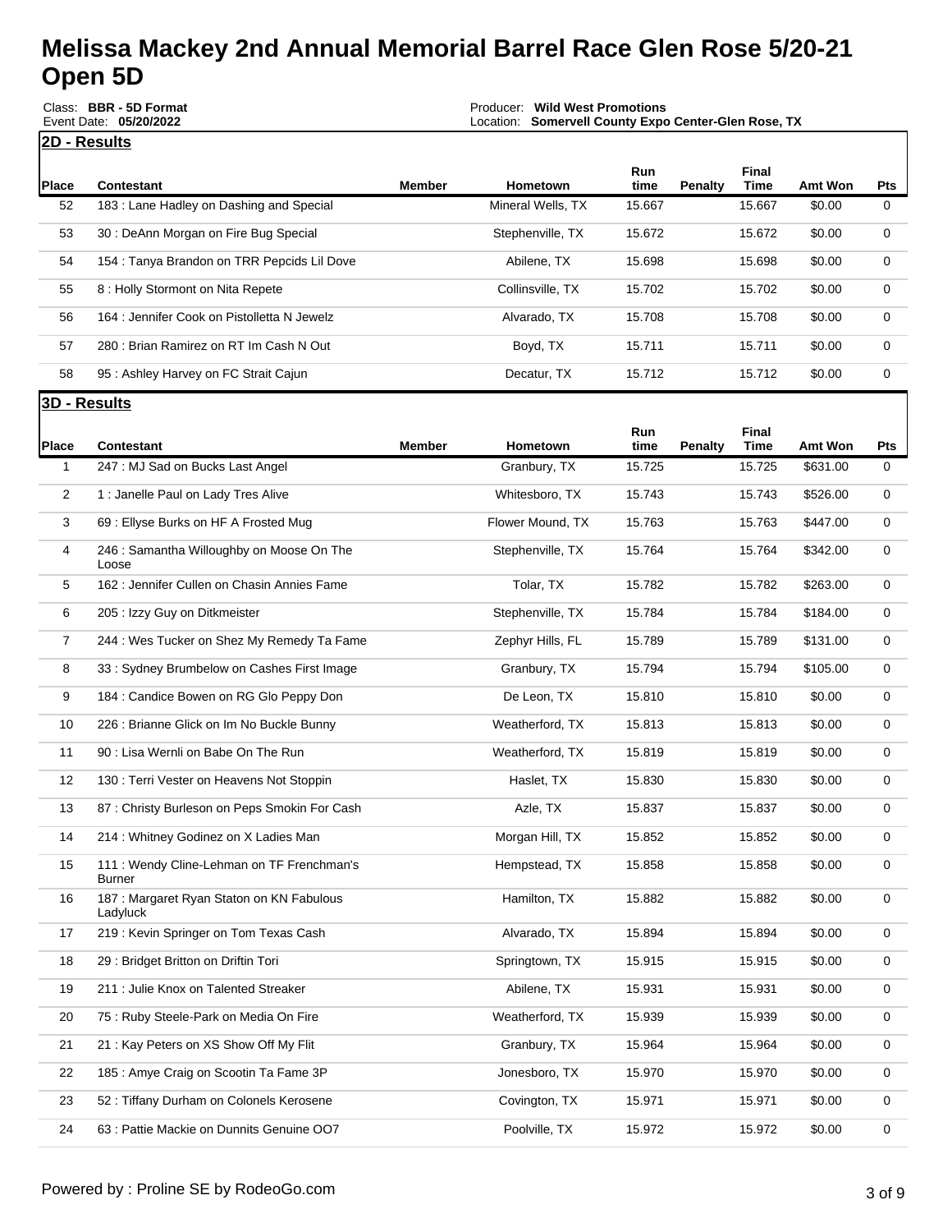# Melissa Mackey 2nd Annual Memorial Barrel Race Glen Rose 5/20-21 Open 5D

Class: **BBR - 5D Format**
Event Date: **05/20/2022**

Producer: **Wild West Promotions**
Location: **Somervell County Expo Center-Glen Rose, TX**

## 2D - Results

| Place | Contestant | Member | Hometown | Run time | Penalty | Final Time | Amt Won | Pts |
|---|---|---|---|---|---|---|---|---|
| 52 | 183 : Lane Hadley on Dashing and Special | | Mineral Wells, TX | 15.667 | | 15.667 | $0.00 | 0 |
| 53 | 30 : DeAnn Morgan on Fire Bug Special | | Stephenville, TX | 15.672 | | 15.672 | $0.00 | 0 |
| 54 | 154 : Tanya Brandon on TRR Pepcids Lil Dove | | Abilene, TX | 15.698 | | 15.698 | $0.00 | 0 |
| 55 | 8 : Holly Stormont on Nita Repete | | Collinsville, TX | 15.702 | | 15.702 | $0.00 | 0 |
| 56 | 164 : Jennifer Cook on Pistolletta N Jewelz | | Alvarado, TX | 15.708 | | 15.708 | $0.00 | 0 |
| 57 | 280 : Brian Ramirez on RT Im Cash N Out | | Boyd, TX | 15.711 | | 15.711 | $0.00 | 0 |
| 58 | 95 : Ashley Harvey on FC Strait Cajun | | Decatur, TX | 15.712 | | 15.712 | $0.00 | 0 |

## 3D - Results

| Place | Contestant | Member | Hometown | Run time | Penalty | Final Time | Amt Won | Pts |
|---|---|---|---|---|---|---|---|---|
| 1 | 247 : MJ Sad on Bucks Last Angel | | Granbury, TX | 15.725 | | 15.725 | $631.00 | 0 |
| 2 | 1 : Janelle Paul on Lady Tres Alive | | Whitesboro, TX | 15.743 | | 15.743 | $526.00 | 0 |
| 3 | 69 : Ellyse Burks on HF A Frosted Mug | | Flower Mound, TX | 15.763 | | 15.763 | $447.00 | 0 |
| 4 | 246 : Samantha Willoughby on Moose On The Loose | | Stephenville, TX | 15.764 | | 15.764 | $342.00 | 0 |
| 5 | 162 : Jennifer Cullen on Chasin Annies Fame | | Tolar, TX | 15.782 | | 15.782 | $263.00 | 0 |
| 6 | 205 : Izzy Guy on Ditkmeister | | Stephenville, TX | 15.784 | | 15.784 | $184.00 | 0 |
| 7 | 244 : Wes Tucker on Shez My Remedy Ta Fame | | Zephyr Hills, FL | 15.789 | | 15.789 | $131.00 | 0 |
| 8 | 33 : Sydney Brumbelow on Cashes First Image | | Granbury, TX | 15.794 | | 15.794 | $105.00 | 0 |
| 9 | 184 : Candice Bowen on RG Glo Peppy Don | | De Leon, TX | 15.810 | | 15.810 | $0.00 | 0 |
| 10 | 226 : Brianne Glick on Im No Buckle Bunny | | Weatherford, TX | 15.813 | | 15.813 | $0.00 | 0 |
| 11 | 90 : Lisa Wernli on Babe On The Run | | Weatherford, TX | 15.819 | | 15.819 | $0.00 | 0 |
| 12 | 130 : Terri Vester on Heavens Not Stoppin | | Haslet, TX | 15.830 | | 15.830 | $0.00 | 0 |
| 13 | 87 : Christy Burleson on Peps Smokin For Cash | | Azle, TX | 15.837 | | 15.837 | $0.00 | 0 |
| 14 | 214 : Whitney Godinez on X Ladies Man | | Morgan Hill, TX | 15.852 | | 15.852 | $0.00 | 0 |
| 15 | 111 : Wendy Cline-Lehman on TF Frenchman's Burner | | Hempstead, TX | 15.858 | | 15.858 | $0.00 | 0 |
| 16 | 187 : Margaret Ryan Staton on KN Fabulous Ladyluck | | Hamilton, TX | 15.882 | | 15.882 | $0.00 | 0 |
| 17 | 219 : Kevin Springer on Tom Texas Cash | | Alvarado, TX | 15.894 | | 15.894 | $0.00 | 0 |
| 18 | 29 : Bridget Britton on Driftin Tori | | Springtown, TX | 15.915 | | 15.915 | $0.00 | 0 |
| 19 | 211 : Julie Knox on Talented Streaker | | Abilene, TX | 15.931 | | 15.931 | $0.00 | 0 |
| 20 | 75 : Ruby Steele-Park on Media On Fire | | Weatherford, TX | 15.939 | | 15.939 | $0.00 | 0 |
| 21 | 21 : Kay Peters on XS Show Off My Flit | | Granbury, TX | 15.964 | | 15.964 | $0.00 | 0 |
| 22 | 185 : Amye Craig on Scootin Ta Fame 3P | | Jonesboro, TX | 15.970 | | 15.970 | $0.00 | 0 |
| 23 | 52 : Tiffany Durham on Colonels Kerosene | | Covington, TX | 15.971 | | 15.971 | $0.00 | 0 |
| 24 | 63 : Pattie Mackie on Dunnits Genuine OO7 | | Poolville, TX | 15.972 | | 15.972 | $0.00 | 0 |

Powered by : Proline SE by RodeoGo.com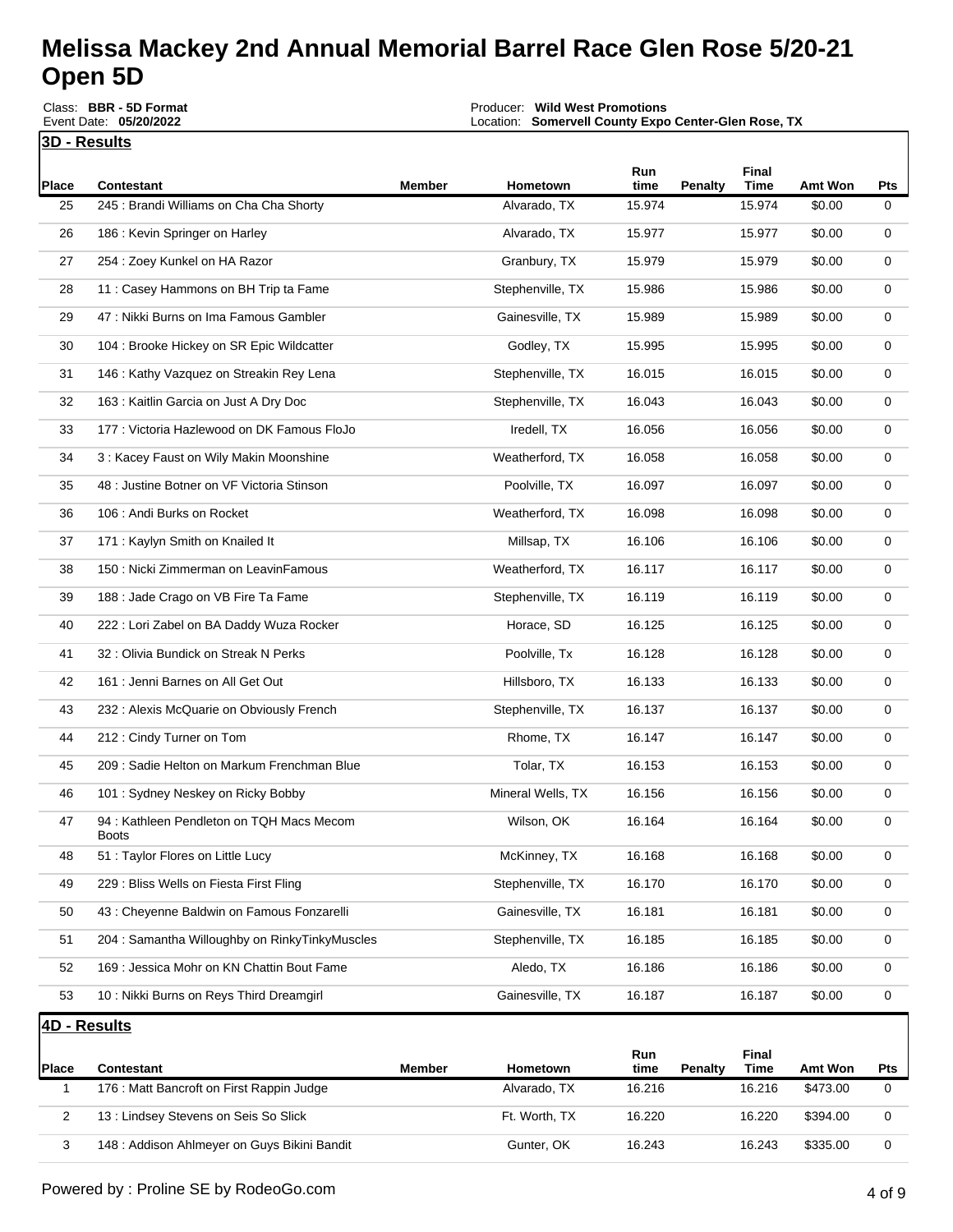# Melissa Mackey 2nd Annual Memorial Barrel Race Glen Rose 5/20-21 Open 5D

Class: **BBR - 5D Format**
Event Date: **05/20/2022**

Producer: **Wild West Promotions**
Location: **Somervell County Expo Center-Glen Rose, TX**

## 3D - Results

| Place | Contestant | Member | Hometown | Run time | Penalty | Final Time | Amt Won | Pts |
|---|---|---|---|---|---|---|---|---|
| 25 | 245 : Brandi Williams on Cha Cha Shorty | | Alvarado, TX | 15.974 | | 15.974 | $0.00 | 0 |
| 26 | 186 : Kevin Springer on Harley | | Alvarado, TX | 15.977 | | 15.977 | $0.00 | 0 |
| 27 | 254 : Zoey Kunkel on HA Razor | | Granbury, TX | 15.979 | | 15.979 | $0.00 | 0 |
| 28 | 11 : Casey Hammons on BH Trip ta Fame | | Stephenville, TX | 15.986 | | 15.986 | $0.00 | 0 |
| 29 | 47 : Nikki Burns on Ima Famous Gambler | | Gainesville, TX | 15.989 | | 15.989 | $0.00 | 0 |
| 30 | 104 : Brooke Hickey on SR Epic Wildcatter | | Godley, TX | 15.995 | | 15.995 | $0.00 | 0 |
| 31 | 146 : Kathy Vazquez on Streakin Rey Lena | | Stephenville, TX | 16.015 | | 16.015 | $0.00 | 0 |
| 32 | 163 : Kaitlin Garcia on Just A Dry Doc | | Stephenville, TX | 16.043 | | 16.043 | $0.00 | 0 |
| 33 | 177 : Victoria Hazlewood on DK Famous FloJo | | Iredell, TX | 16.056 | | 16.056 | $0.00 | 0 |
| 34 | 3 : Kacey Faust on Wily Makin Moonshine | | Weatherford, TX | 16.058 | | 16.058 | $0.00 | 0 |
| 35 | 48 : Justine Botner on VF Victoria Stinson | | Poolville, TX | 16.097 | | 16.097 | $0.00 | 0 |
| 36 | 106 : Andi Burks on Rocket | | Weatherford, TX | 16.098 | | 16.098 | $0.00 | 0 |
| 37 | 171 : Kaylyn Smith on Knailed It | | Millsap, TX | 16.106 | | 16.106 | $0.00 | 0 |
| 38 | 150 : Nicki Zimmerman on LeavinFamous | | Weatherford, TX | 16.117 | | 16.117 | $0.00 | 0 |
| 39 | 188 : Jade Crago on VB Fire Ta Fame | | Stephenville, TX | 16.119 | | 16.119 | $0.00 | 0 |
| 40 | 222 : Lori Zabel on BA Daddy Wuza Rocker | | Horace, SD | 16.125 | | 16.125 | $0.00 | 0 |
| 41 | 32 : Olivia Bundick on Streak N Perks | | Poolville, Tx | 16.128 | | 16.128 | $0.00 | 0 |
| 42 | 161 : Jenni Barnes on All Get Out | | Hillsboro, TX | 16.133 | | 16.133 | $0.00 | 0 |
| 43 | 232 : Alexis McQuarie on Obviously French | | Stephenville, TX | 16.137 | | 16.137 | $0.00 | 0 |
| 44 | 212 : Cindy Turner on Tom | | Rhome, TX | 16.147 | | 16.147 | $0.00 | 0 |
| 45 | 209 : Sadie Helton on Markum Frenchman Blue | | Tolar, TX | 16.153 | | 16.153 | $0.00 | 0 |
| 46 | 101 : Sydney Neskey on Ricky Bobby | | Mineral Wells, TX | 16.156 | | 16.156 | $0.00 | 0 |
| 47 | 94 : Kathleen Pendleton on TQH Macs Mecom Boots | | Wilson, OK | 16.164 | | 16.164 | $0.00 | 0 |
| 48 | 51 : Taylor Flores on Little Lucy | | McKinney, TX | 16.168 | | 16.168 | $0.00 | 0 |
| 49 | 229 : Bliss Wells on Fiesta First Fling | | Stephenville, TX | 16.170 | | 16.170 | $0.00 | 0 |
| 50 | 43 : Cheyenne Baldwin on Famous Fonzarelli | | Gainesville, TX | 16.181 | | 16.181 | $0.00 | 0 |
| 51 | 204 : Samantha Willoughby on RinkyTinkyMuscles | | Stephenville, TX | 16.185 | | 16.185 | $0.00 | 0 |
| 52 | 169 : Jessica Mohr on KN Chattin Bout Fame | | Aledo, TX | 16.186 | | 16.186 | $0.00 | 0 |
| 53 | 10 : Nikki Burns on Reys Third Dreamgirl | | Gainesville, TX | 16.187 | | 16.187 | $0.00 | 0 |

## 4D - Results

| Place | Contestant | Member | Hometown | Run time | Penalty | Final Time | Amt Won | Pts |
|---|---|---|---|---|---|---|---|---|
| 1 | 176 : Matt Bancroft on First Rappin Judge | | Alvarado, TX | 16.216 | | 16.216 | $473.00 | 0 |
| 2 | 13 : Lindsey Stevens on Seis So Slick | | Ft. Worth, TX | 16.220 | | 16.220 | $394.00 | 0 |
| 3 | 148 : Addison Ahlmeyer on Guys Bikini Bandit | | Gunter, OK | 16.243 | | 16.243 | $335.00 | 0 |

Powered by : Proline SE by RodeoGo.com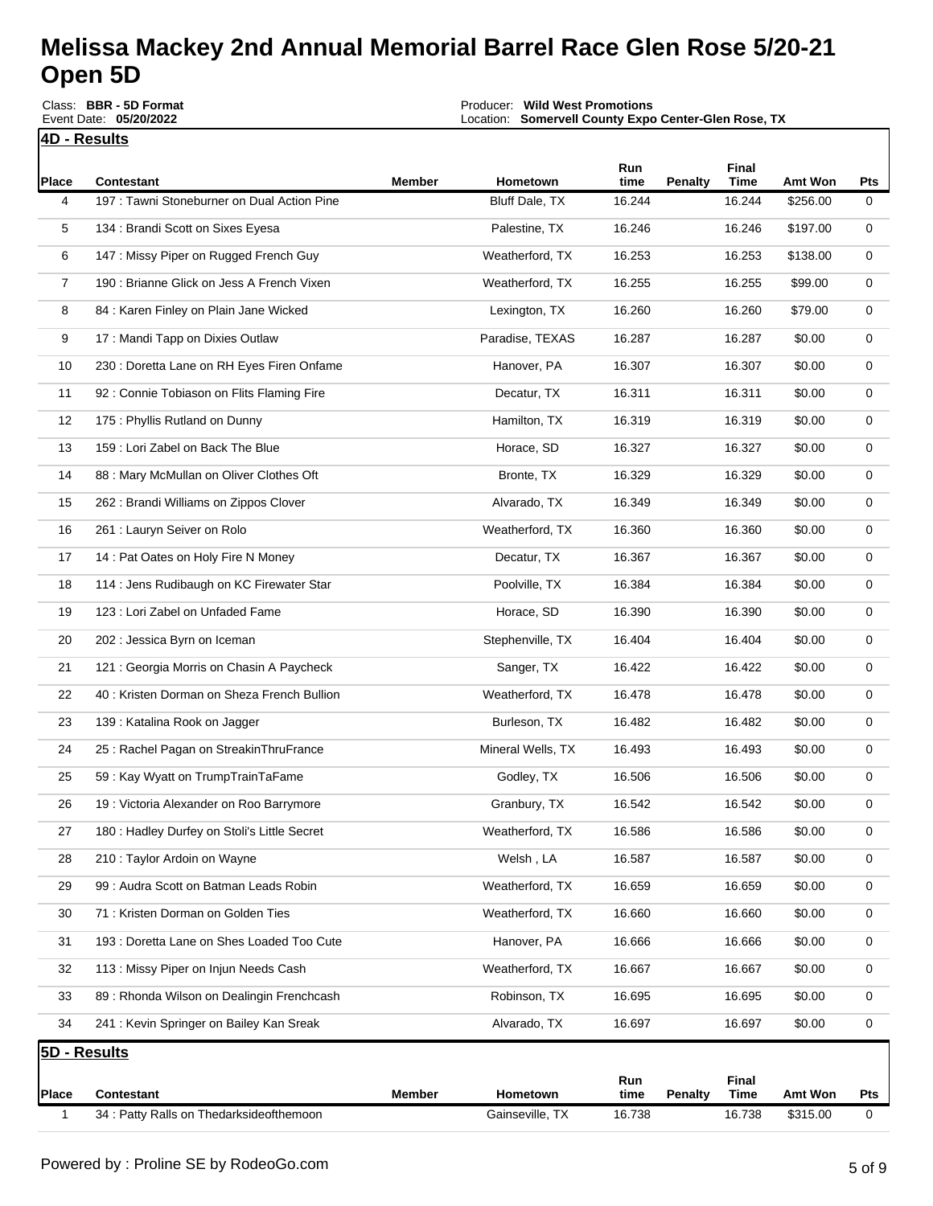# Melissa Mackey 2nd Annual Memorial Barrel Race Glen Rose 5/20-21
# Open 5D

Class: **BBR - 5D Format**
Event Date: **05/20/2022**

Producer: **Wild West Promotions**
Location: **Somervell County Expo Center-Glen Rose, TX**

## 4D - Results

| Place | Contestant | Member | Hometown | Run time | Penalty | Final Time | Amt Won | Pts |
|---|---|---|---|---|---|---|---|---|
| 4 | 197 : Tawni Stoneburner on Dual Action Pine | | Bluff Dale, TX | 16.244 | | 16.244 | $256.00 | 0 |
| 5 | 134 : Brandi Scott on Sixes Eyesa | | Palestine, TX | 16.246 | | 16.246 | $197.00 | 0 |
| 6 | 147 : Missy Piper on Rugged French Guy | | Weatherford, TX | 16.253 | | 16.253 | $138.00 | 0 |
| 7 | 190 : Brianne Glick on Jess A French Vixen | | Weatherford, TX | 16.255 | | 16.255 | $99.00 | 0 |
| 8 | 84 : Karen Finley on Plain Jane Wicked | | Lexington, TX | 16.260 | | 16.260 | $79.00 | 0 |
| 9 | 17 : Mandi Tapp on Dixies Outlaw | | Paradise, TEXAS | 16.287 | | 16.287 | $0.00 | 0 |
| 10 | 230 : Doretta Lane on RH Eyes Firen Onfame | | Hanover, PA | 16.307 | | 16.307 | $0.00 | 0 |
| 11 | 92 : Connie Tobiason on Flits Flaming Fire | | Decatur, TX | 16.311 | | 16.311 | $0.00 | 0 |
| 12 | 175 : Phyllis Rutland on Dunny | | Hamilton, TX | 16.319 | | 16.319 | $0.00 | 0 |
| 13 | 159 : Lori Zabel on Back The Blue | | Horace, SD | 16.327 | | 16.327 | $0.00 | 0 |
| 14 | 88 : Mary McMullan on Oliver Clothes Oft | | Bronte, TX | 16.329 | | 16.329 | $0.00 | 0 |
| 15 | 262 : Brandi Williams on Zippos Clover | | Alvarado, TX | 16.349 | | 16.349 | $0.00 | 0 |
| 16 | 261 : Lauryn Seiver on Rolo | | Weatherford, TX | 16.360 | | 16.360 | $0.00 | 0 |
| 17 | 14 : Pat Oates on Holy Fire N Money | | Decatur, TX | 16.367 | | 16.367 | $0.00 | 0 |
| 18 | 114 : Jens Rudibaugh on KC Firewater Star | | Poolville, TX | 16.384 | | 16.384 | $0.00 | 0 |
| 19 | 123 : Lori Zabel on Unfaded Fame | | Horace, SD | 16.390 | | 16.390 | $0.00 | 0 |
| 20 | 202 : Jessica Byrn on Iceman | | Stephenville, TX | 16.404 | | 16.404 | $0.00 | 0 |
| 21 | 121 : Georgia Morris on Chasin A Paycheck | | Sanger, TX | 16.422 | | 16.422 | $0.00 | 0 |
| 22 | 40 : Kristen Dorman on Sheza French Bullion | | Weatherford, TX | 16.478 | | 16.478 | $0.00 | 0 |
| 23 | 139 : Katalina Rook on Jagger | | Burleson, TX | 16.482 | | 16.482 | $0.00 | 0 |
| 24 | 25 : Rachel Pagan on StreakinThruFrance | | Mineral Wells, TX | 16.493 | | 16.493 | $0.00 | 0 |
| 25 | 59 : Kay Wyatt on TrumpTrainTaFame | | Godley, TX | 16.506 | | 16.506 | $0.00 | 0 |
| 26 | 19 : Victoria Alexander on Roo Barrymore | | Granbury, TX | 16.542 | | 16.542 | $0.00 | 0 |
| 27 | 180 : Hadley Durfey on Stoli's Little Secret | | Weatherford, TX | 16.586 | | 16.586 | $0.00 | 0 |
| 28 | 210 : Taylor Ardoin on Wayne | | Welsh , LA | 16.587 | | 16.587 | $0.00 | 0 |
| 29 | 99 : Audra Scott on Batman Leads Robin | | Weatherford, TX | 16.659 | | 16.659 | $0.00 | 0 |
| 30 | 71 : Kristen Dorman on Golden Ties | | Weatherford, TX | 16.660 | | 16.660 | $0.00 | 0 |
| 31 | 193 : Doretta Lane on Shes Loaded Too Cute | | Hanover, PA | 16.666 | | 16.666 | $0.00 | 0 |
| 32 | 113 : Missy Piper on Injun Needs Cash | | Weatherford, TX | 16.667 | | 16.667 | $0.00 | 0 |
| 33 | 89 : Rhonda Wilson on Dealingin Frenchcash | | Robinson, TX | 16.695 | | 16.695 | $0.00 | 0 |
| 34 | 241 : Kevin Springer on Bailey Kan Sreak | | Alvarado, TX | 16.697 | | 16.697 | $0.00 | 0 |

## 5D - Results

| Place | Contestant | Member | Hometown | Run time | Penalty | Final Time | Amt Won | Pts |
|---|---|---|---|---|---|---|---|---|
| 1 | 34 : Patty Ralls on Thedarksideofthemoon | | Gainseville, TX | 16.738 | | 16.738 | $315.00 | 0 |

Powered by : Proline SE by RodeoGo.com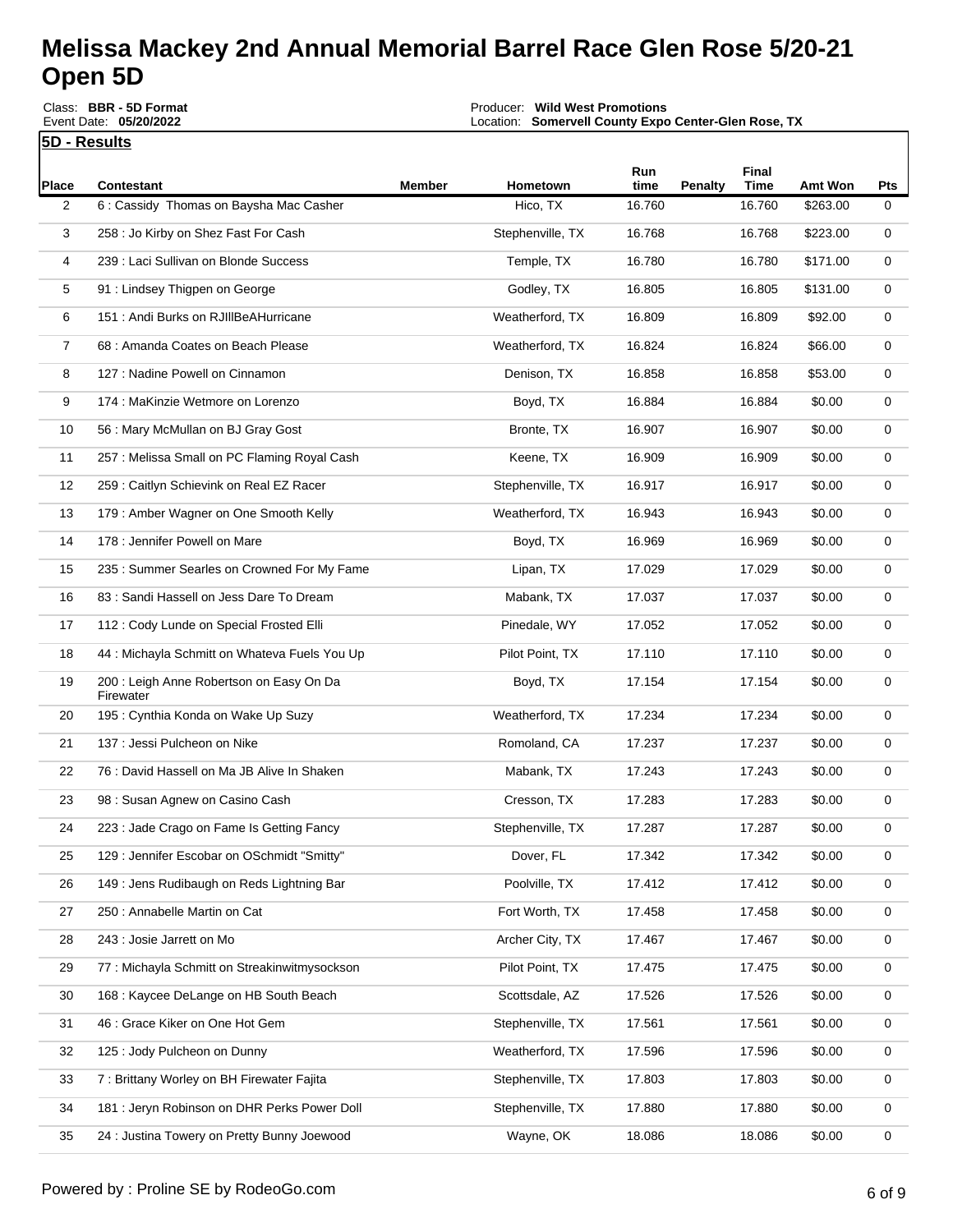# Melissa Mackey 2nd Annual Memorial Barrel Race Glen Rose 5/20-21 Open 5D

Class: **BBR - 5D Format**
Event Date: **05/20/2022**

Producer: **Wild West Promotions**
Location: **Somervell County Expo Center-Glen Rose, TX**

**5D - Results**

| Place | Contestant | Member | Hometown | Run time | Penalty | Final Time | Amt Won | Pts |
|---|---|---|---|---|---|---|---|---|
| 2 | 6 : Cassidy Thomas on Baysha Mac Casher | | Hico, TX | 16.760 | | 16.760 | $263.00 | 0 |
| 3 | 258 : Jo Kirby on Shez Fast For Cash | | Stephenville, TX | 16.768 | | 16.768 | $223.00 | 0 |
| 4 | 239 : Laci Sullivan on Blonde Success | | Temple, TX | 16.780 | | 16.780 | $171.00 | 0 |
| 5 | 91 : Lindsey Thigpen on George | | Godley, TX | 16.805 | | 16.805 | $131.00 | 0 |
| 6 | 151 : Andi Burks on RJIllBeAHurricane | | Weatherford, TX | 16.809 | | 16.809 | $92.00 | 0 |
| 7 | 68 : Amanda Coates on Beach Please | | Weatherford, TX | 16.824 | | 16.824 | $66.00 | 0 |
| 8 | 127 : Nadine Powell on Cinnamon | | Denison, TX | 16.858 | | 16.858 | $53.00 | 0 |
| 9 | 174 : MaKinzie Wetmore on Lorenzo | | Boyd, TX | 16.884 | | 16.884 | $0.00 | 0 |
| 10 | 56 : Mary McMullan on BJ Gray Gost | | Bronte, TX | 16.907 | | 16.907 | $0.00 | 0 |
| 11 | 257 : Melissa Small on PC Flaming Royal Cash | | Keene, TX | 16.909 | | 16.909 | $0.00 | 0 |
| 12 | 259 : Caitlyn Schievink on Real EZ Racer | | Stephenville, TX | 16.917 | | 16.917 | $0.00 | 0 |
| 13 | 179 : Amber Wagner on One Smooth Kelly | | Weatherford, TX | 16.943 | | 16.943 | $0.00 | 0 |
| 14 | 178 : Jennifer Powell on Mare | | Boyd, TX | 16.969 | | 16.969 | $0.00 | 0 |
| 15 | 235 : Summer Searles on Crowned For My Fame | | Lipan, TX | 17.029 | | 17.029 | $0.00 | 0 |
| 16 | 83 : Sandi Hassell on Jess Dare To Dream | | Mabank, TX | 17.037 | | 17.037 | $0.00 | 0 |
| 17 | 112 : Cody Lunde on Special Frosted Elli | | Pinedale, WY | 17.052 | | 17.052 | $0.00 | 0 |
| 18 | 44 : Michayla Schmitt on Whateva Fuels You Up | | Pilot Point, TX | 17.110 | | 17.110 | $0.00 | 0 |
| 19 | 200 : Leigh Anne Robertson on Easy On Da Firewater | | Boyd, TX | 17.154 | | 17.154 | $0.00 | 0 |
| 20 | 195 : Cynthia Konda on Wake Up Suzy | | Weatherford, TX | 17.234 | | 17.234 | $0.00 | 0 |
| 21 | 137 : Jessi Pulcheon on Nike | | Romoland, CA | 17.237 | | 17.237 | $0.00 | 0 |
| 22 | 76 : David Hassell on Ma JB Alive In Shaken | | Mabank, TX | 17.243 | | 17.243 | $0.00 | 0 |
| 23 | 98 : Susan Agnew on Casino Cash | | Cresson, TX | 17.283 | | 17.283 | $0.00 | 0 |
| 24 | 223 : Jade Crago on Fame Is Getting Fancy | | Stephenville, TX | 17.287 | | 17.287 | $0.00 | 0 |
| 25 | 129 : Jennifer Escobar on OSchmidt "Smitty" | | Dover, FL | 17.342 | | 17.342 | $0.00 | 0 |
| 26 | 149 : Jens Rudibaugh on Reds Lightning Bar | | Poolville, TX | 17.412 | | 17.412 | $0.00 | 0 |
| 27 | 250 : Annabelle Martin on Cat | | Fort Worth, TX | 17.458 | | 17.458 | $0.00 | 0 |
| 28 | 243 : Josie Jarrett on Mo | | Archer City, TX | 17.467 | | 17.467 | $0.00 | 0 |
| 29 | 77 : Michayla Schmitt on Streakinwitmysockson | | Pilot Point, TX | 17.475 | | 17.475 | $0.00 | 0 |
| 30 | 168 : Kaycee DeLange on HB South Beach | | Scottsdale, AZ | 17.526 | | 17.526 | $0.00 | 0 |
| 31 | 46 : Grace Kiker on One Hot Gem | | Stephenville, TX | 17.561 | | 17.561 | $0.00 | 0 |
| 32 | 125 : Jody Pulcheon on Dunny | | Weatherford, TX | 17.596 | | 17.596 | $0.00 | 0 |
| 33 | 7 : Brittany Worley on BH Firewater Fajita | | Stephenville, TX | 17.803 | | 17.803 | $0.00 | 0 |
| 34 | 181 : Jeryn Robinson on DHR Perks Power Doll | | Stephenville, TX | 17.880 | | 17.880 | $0.00 | 0 |
| 35 | 24 : Justina Towery on Pretty Bunny Joewood | | Wayne, OK | 18.086 | | 18.086 | $0.00 | 0 |

Powered by : Proline SE by RodeoGo.com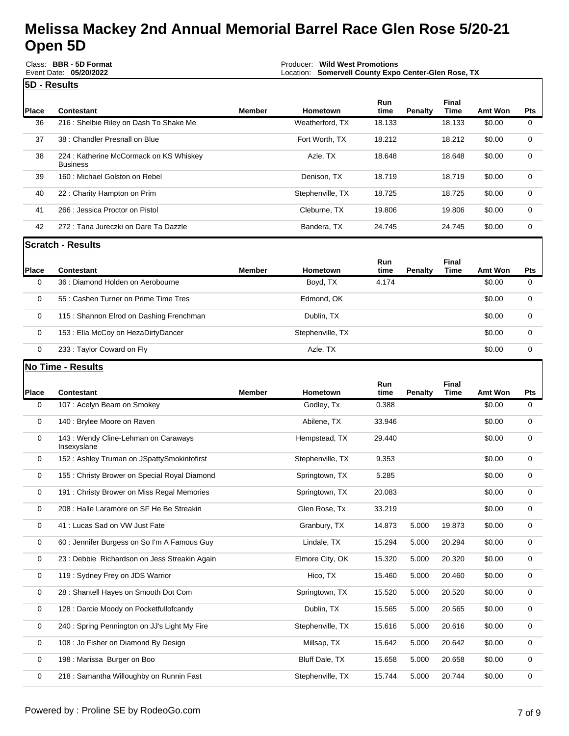# Melissa Mackey 2nd Annual Memorial Barrel Race Glen Rose 5/20-21 Open 5D

Class: **BBR - 5D Format**
Event Date: **05/20/2022**

Producer: **Wild West Promotions**
Location: **Somervell County Expo Center-Glen Rose, TX**

## 5D - Results

| Place | Contestant | Member | Hometown | Run time | Penalty | Final Time | Amt Won | Pts |
|---|---|---|---|---|---|---|---|---|
| 36 | 216 : Shelbie Riley on Dash To Shake Me | | Weatherford, TX | 18.133 | | 18.133 | $0.00 | 0 |
| 37 | 38 : Chandler Presnall on Blue | | Fort Worth, TX | 18.212 | | 18.212 | $0.00 | 0 |
| 38 | 224 : Katherine McCormack on KS Whiskey Business | | Azle, TX | 18.648 | | 18.648 | $0.00 | 0 |
| 39 | 160 : Michael Golston on Rebel | | Denison, TX | 18.719 | | 18.719 | $0.00 | 0 |
| 40 | 22 : Charity Hampton on Prim | | Stephenville, TX | 18.725 | | 18.725 | $0.00 | 0 |
| 41 | 266 : Jessica Proctor on Pistol | | Cleburne, TX | 19.806 | | 19.806 | $0.00 | 0 |
| 42 | 272 : Tana Jureczki on Dare Ta Dazzle | | Bandera, TX | 24.745 | | 24.745 | $0.00 | 0 |

## Scratch - Results

| Place | Contestant | Member | Hometown | Run time | Penalty | Final Time | Amt Won | Pts |
|---|---|---|---|---|---|---|---|---|
| 0 | 36 : Diamond Holden on Aerobourne | | Boyd, TX | 4.174 | | | $0.00 | 0 |
| 0 | 55 : Cashen Turner on Prime Time Tres | | Edmond, OK | | | | $0.00 | 0 |
| 0 | 115 : Shannon Elrod on Dashing Frenchman | | Dublin, TX | | | | $0.00 | 0 |
| 0 | 153 : Ella McCoy on HezaDirtyDancer | | Stephenville, TX | | | | $0.00 | 0 |
| 0 | 233 : Taylor Coward on Fly | | Azle, TX | | | | $0.00 | 0 |

## No Time - Results

| Place | Contestant | Member | Hometown | Run time | Penalty | Final Time | Amt Won | Pts |
|---|---|---|---|---|---|---|---|---|
| 0 | 107 : Acelyn Beam on Smokey | | Godley, Tx | 0.388 | | | $0.00 | 0 |
| 0 | 140 : Brylee Moore on Raven | | Abilene, TX | 33.946 | | | $0.00 | 0 |
| 0 | 143 : Wendy Cline-Lehman on Caraways Insexyslane | | Hempstead, TX | 29.440 | | | $0.00 | 0 |
| 0 | 152 : Ashley Truman on JSpattySmokintofirst | | Stephenville, TX | 9.353 | | | $0.00 | 0 |
| 0 | 155 : Christy Brower on Special Royal Diamond | | Springtown, TX | 5.285 | | | $0.00 | 0 |
| 0 | 191 : Christy Brower on Miss Regal Memories | | Springtown, TX | 20.083 | | | $0.00 | 0 |
| 0 | 208 : Halle Laramore on SF He Be Streakin | | Glen Rose, Tx | 33.219 | | | $0.00 | 0 |
| 0 | 41 : Lucas Sad on VW Just Fate | | Granbury, TX | 14.873 | 5.000 | 19.873 | $0.00 | 0 |
| 0 | 60 : Jennifer Burgess on So I'm A Famous Guy | | Lindale, TX | 15.294 | 5.000 | 20.294 | $0.00 | 0 |
| 0 | 23 : Debbie Richardson on Jess Streakin Again | | Elmore City, OK | 15.320 | 5.000 | 20.320 | $0.00 | 0 |
| 0 | 119 : Sydney Frey on JDS Warrior | | Hico, TX | 15.460 | 5.000 | 20.460 | $0.00 | 0 |
| 0 | 28 : Shantell Hayes on Smooth Dot Com | | Springtown, TX | 15.520 | 5.000 | 20.520 | $0.00 | 0 |
| 0 | 128 : Darcie Moody on Pocketfullofcandy | | Dublin, TX | 15.565 | 5.000 | 20.565 | $0.00 | 0 |
| 0 | 240 : Spring Pennington on JJ's Light My Fire | | Stephenville, TX | 15.616 | 5.000 | 20.616 | $0.00 | 0 |
| 0 | 108 : Jo Fisher on Diamond By Design | | Millsap, TX | 15.642 | 5.000 | 20.642 | $0.00 | 0 |
| 0 | 198 : Marissa Burger on Boo | | Bluff Dale, TX | 15.658 | 5.000 | 20.658 | $0.00 | 0 |
| 0 | 218 : Samantha Willoughby on Runnin Fast | | Stephenville, TX | 15.744 | 5.000 | 20.744 | $0.00 | 0 |

Powered by : Proline SE by RodeoGo.com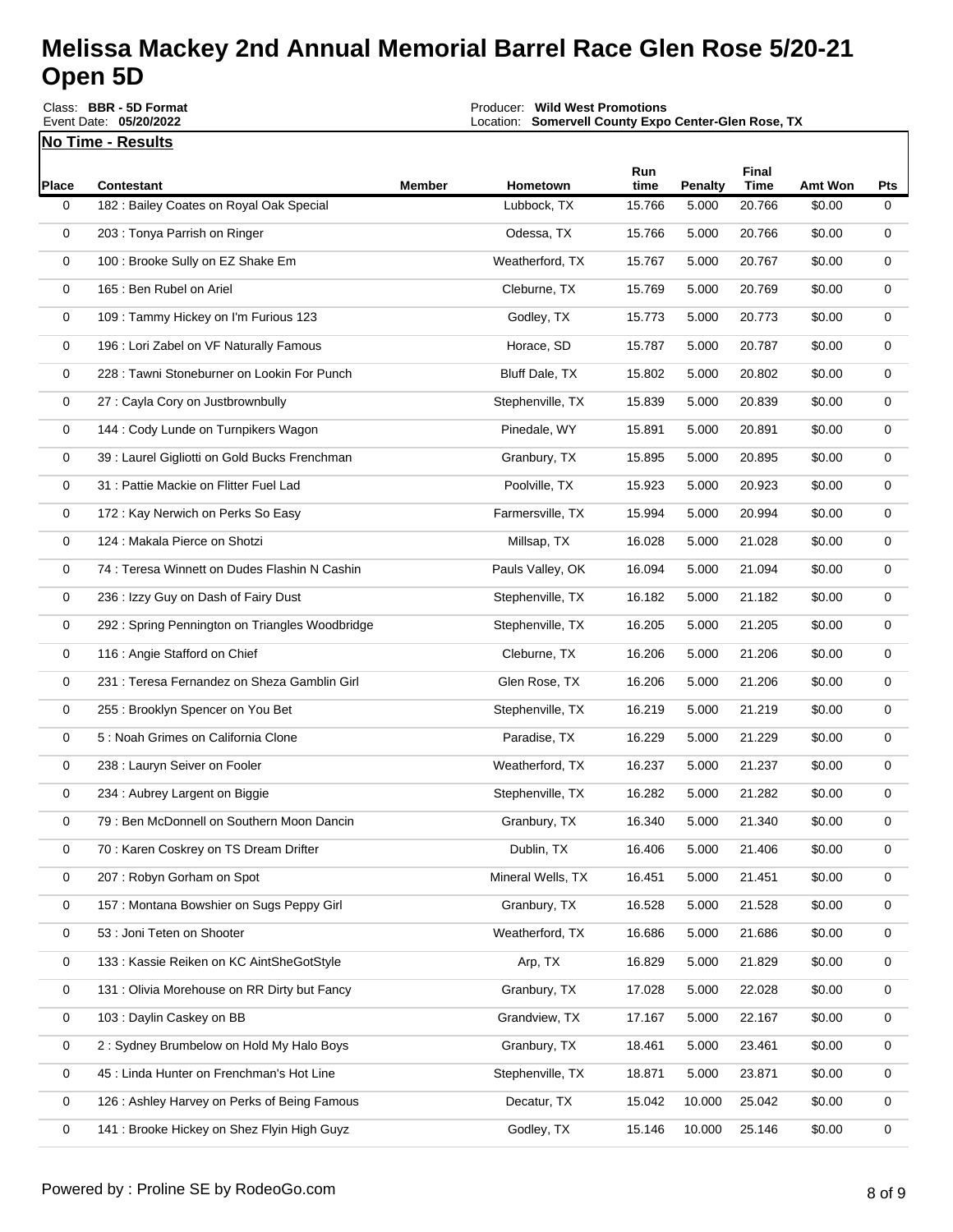# Melissa Mackey 2nd Annual Memorial Barrel Race Glen Rose 5/20-21 Open 5D

Class: **BBR - 5D Format**
Event Date: **05/20/2022**

Producer: **Wild West Promotions**
Location: **Somervell County Expo Center-Glen Rose, TX**

**No Time - Results**

| Place | Contestant | Member | Hometown | Run time | Penalty | Final Time | Amt Won | Pts |
|---|---|---|---|---|---|---|---|---|
| 0 | 182 : Bailey Coates on Royal Oak Special | | Lubbock, TX | 15.766 | 5.000 | 20.766 | $0.00 | 0 |
| 0 | 203 : Tonya Parrish on Ringer | | Odessa, TX | 15.766 | 5.000 | 20.766 | $0.00 | 0 |
| 0 | 100 : Brooke Sully on EZ Shake Em | | Weatherford, TX | 15.767 | 5.000 | 20.767 | $0.00 | 0 |
| 0 | 165 : Ben Rubel on Ariel | | Cleburne, TX | 15.769 | 5.000 | 20.769 | $0.00 | 0 |
| 0 | 109 : Tammy Hickey on I'm Furious 123 | | Godley, TX | 15.773 | 5.000 | 20.773 | $0.00 | 0 |
| 0 | 196 : Lori Zabel on VF Naturally Famous | | Horace, SD | 15.787 | 5.000 | 20.787 | $0.00 | 0 |
| 0 | 228 : Tawni Stoneburner on Lookin For Punch | | Bluff Dale, TX | 15.802 | 5.000 | 20.802 | $0.00 | 0 |
| 0 | 27 : Cayla Cory on Justbrownbully | | Stephenville, TX | 15.839 | 5.000 | 20.839 | $0.00 | 0 |
| 0 | 144 : Cody Lunde on Turnpikers Wagon | | Pinedale, WY | 15.891 | 5.000 | 20.891 | $0.00 | 0 |
| 0 | 39 : Laurel Gigliotti on Gold Bucks Frenchman | | Granbury, TX | 15.895 | 5.000 | 20.895 | $0.00 | 0 |
| 0 | 31 : Pattie Mackie on Flitter Fuel Lad | | Poolville, TX | 15.923 | 5.000 | 20.923 | $0.00 | 0 |
| 0 | 172 : Kay Nerwich on Perks So Easy | | Farmersville, TX | 15.994 | 5.000 | 20.994 | $0.00 | 0 |
| 0 | 124 : Makala Pierce on Shotzi | | Millsap, TX | 16.028 | 5.000 | 21.028 | $0.00 | 0 |
| 0 | 74 : Teresa Winnett on Dudes Flashin N Cashin | | Pauls Valley, OK | 16.094 | 5.000 | 21.094 | $0.00 | 0 |
| 0 | 236 : Izzy Guy on Dash of Fairy Dust | | Stephenville, TX | 16.182 | 5.000 | 21.182 | $0.00 | 0 |
| 0 | 292 : Spring Pennington on Triangles Woodbridge | | Stephenville, TX | 16.205 | 5.000 | 21.205 | $0.00 | 0 |
| 0 | 116 : Angie Stafford on Chief | | Cleburne, TX | 16.206 | 5.000 | 21.206 | $0.00 | 0 |
| 0 | 231 : Teresa Fernandez on Sheza Gamblin Girl | | Glen Rose, TX | 16.206 | 5.000 | 21.206 | $0.00 | 0 |
| 0 | 255 : Brooklyn Spencer on You Bet | | Stephenville, TX | 16.219 | 5.000 | 21.219 | $0.00 | 0 |
| 0 | 5 : Noah Grimes on California Clone | | Paradise, TX | 16.229 | 5.000 | 21.229 | $0.00 | 0 |
| 0 | 238 : Lauryn Seiver on Fooler | | Weatherford, TX | 16.237 | 5.000 | 21.237 | $0.00 | 0 |
| 0 | 234 : Aubrey Largent on Biggie | | Stephenville, TX | 16.282 | 5.000 | 21.282 | $0.00 | 0 |
| 0 | 79 : Ben McDonnell on Southern Moon Dancin | | Granbury, TX | 16.340 | 5.000 | 21.340 | $0.00 | 0 |
| 0 | 70 : Karen Coskrey on TS Dream Drifter | | Dublin, TX | 16.406 | 5.000 | 21.406 | $0.00 | 0 |
| 0 | 207 : Robyn Gorham on Spot | | Mineral Wells, TX | 16.451 | 5.000 | 21.451 | $0.00 | 0 |
| 0 | 157 : Montana Bowshier on Sugs Peppy Girl | | Granbury, TX | 16.528 | 5.000 | 21.528 | $0.00 | 0 |
| 0 | 53 : Joni Teten on Shooter | | Weatherford, TX | 16.686 | 5.000 | 21.686 | $0.00 | 0 |
| 0 | 133 : Kassie Reiken on KC AintSheGotStyle | | Arp, TX | 16.829 | 5.000 | 21.829 | $0.00 | 0 |
| 0 | 131 : Olivia Morehouse on RR Dirty but Fancy | | Granbury, TX | 17.028 | 5.000 | 22.028 | $0.00 | 0 |
| 0 | 103 : Daylin Caskey on BB | | Grandview, TX | 17.167 | 5.000 | 22.167 | $0.00 | 0 |
| 0 | 2 : Sydney Brumbelow on Hold My Halo Boys | | Granbury, TX | 18.461 | 5.000 | 23.461 | $0.00 | 0 |
| 0 | 45 : Linda Hunter on Frenchman's Hot Line | | Stephenville, TX | 18.871 | 5.000 | 23.871 | $0.00 | 0 |
| 0 | 126 : Ashley Harvey on Perks of Being Famous | | Decatur, TX | 15.042 | 10.000 | 25.042 | $0.00 | 0 |
| 0 | 141 : Brooke Hickey on Shez Flyin High Guyz | | Godley, TX | 15.146 | 10.000 | 25.146 | $0.00 | 0 |

Powered by : Proline SE by RodeoGo.com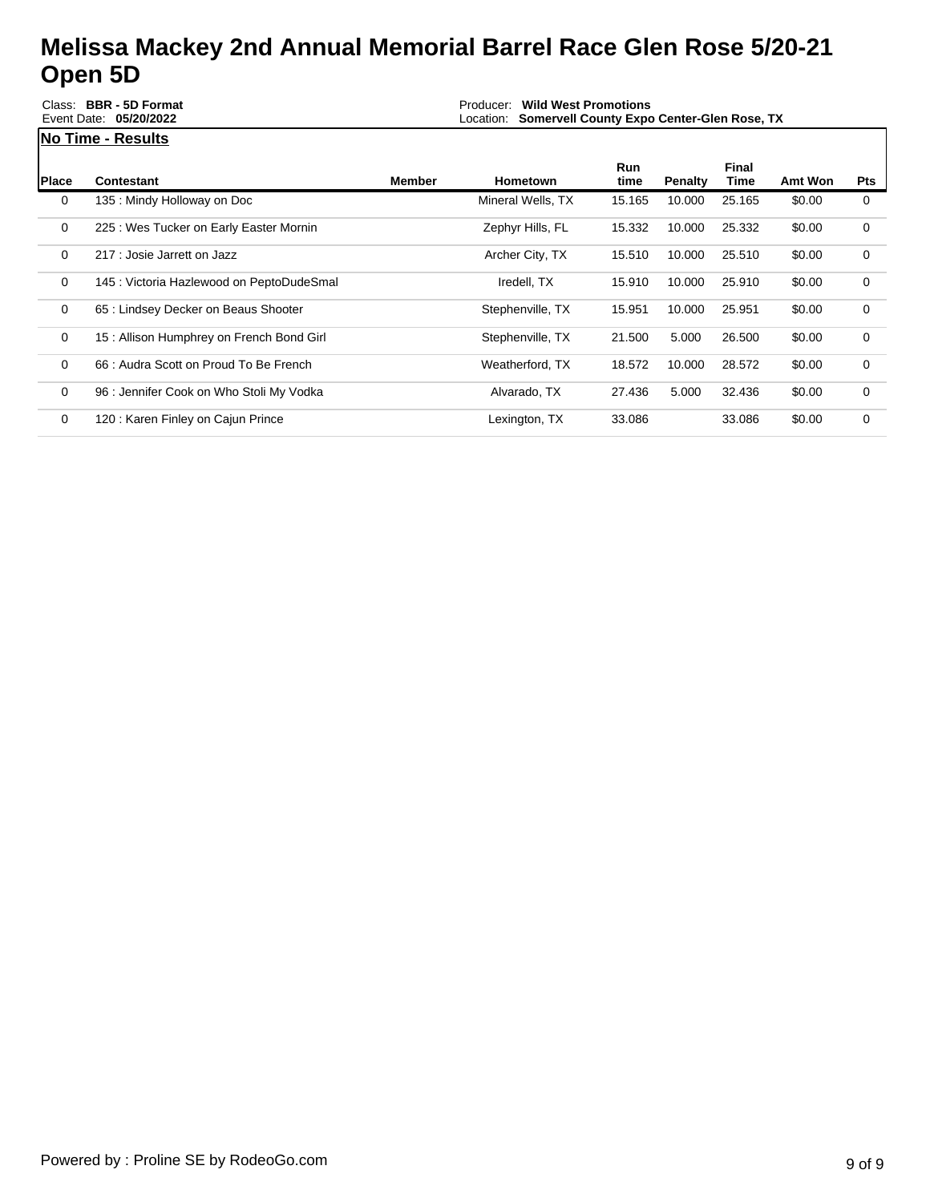# Melissa Mackey 2nd Annual Memorial Barrel Race Glen Rose 5/20-21 Open 5D

Class: **BBR - 5D Format**
Event Date: **05/20/2022**

Producer: **Wild West Promotions**
Location: **Somervell County Expo Center-Glen Rose, TX**

**No Time - Results**

| Place | Contestant | Member | Hometown | Run time | Penalty | Final Time | Amt Won | Pts |
|---|---|---|---|---|---|---|---|---|
| 0 | 135 : Mindy Holloway on Doc | | Mineral Wells, TX | 15.165 | 10.000 | 25.165 | $0.00 | 0 |
| 0 | 225 : Wes Tucker on Early Easter Mornin | | Zephyr Hills, FL | 15.332 | 10.000 | 25.332 | $0.00 | 0 |
| 0 | 217 : Josie Jarrett on Jazz | | Archer City, TX | 15.510 | 10.000 | 25.510 | $0.00 | 0 |
| 0 | 145 : Victoria Hazlewood on PeptoDudeSmal | | Iredell, TX | 15.910 | 10.000 | 25.910 | $0.00 | 0 |
| 0 | 65 : Lindsey Decker on Beaus Shooter | | Stephenville, TX | 15.951 | 10.000 | 25.951 | $0.00 | 0 |
| 0 | 15 : Allison Humphrey on French Bond Girl | | Stephenville, TX | 21.500 | 5.000 | 26.500 | $0.00 | 0 |
| 0 | 66 : Audra Scott on Proud To Be French | | Weatherford, TX | 18.572 | 10.000 | 28.572 | $0.00 | 0 |
| 0 | 96 : Jennifer Cook on Who Stoli My Vodka | | Alvarado, TX | 27.436 | 5.000 | 32.436 | $0.00 | 0 |
| 0 | 120 : Karen Finley on Cajun Prince | | Lexington, TX | 33.086 | | 33.086 | $0.00 | 0 |

Powered by : Proline SE by RodeoGo.com